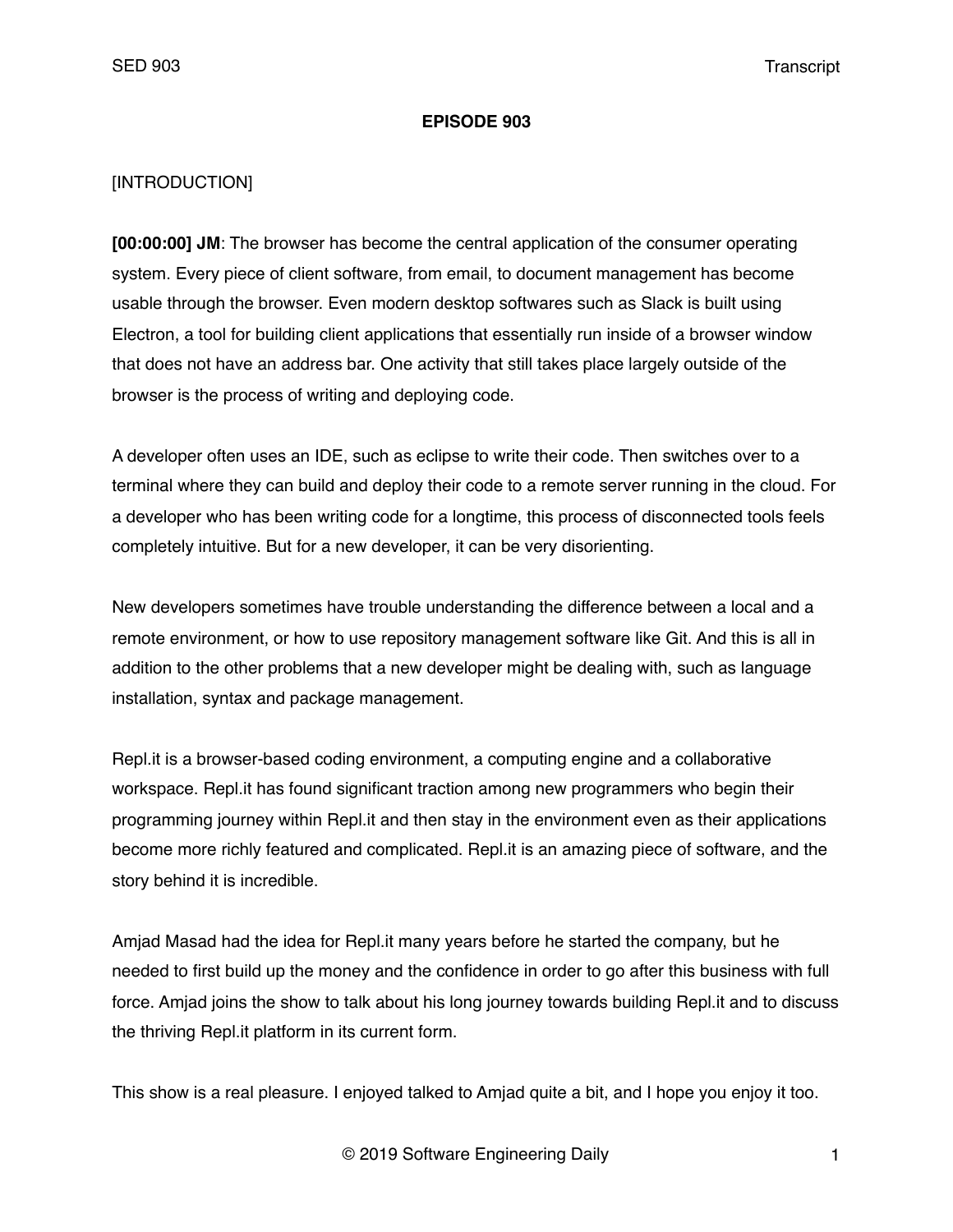**EPISODE 903**

[INTRODUCTION]

**[00:00:00] JM**: The browser has become the central application of the consumer operating system. Every piece of client software, from email, to document management has become usable through the browser. Even modern desktop softwares such as Slack is built using Electron, a tool for building client applications that essentially run inside of a browser window that does not have an address bar. One activity that still takes place largely outside of the browser is the process of writing and deploying code.

A developer often uses an IDE, such as eclipse to write their code. Then switches over to a terminal where they can build and deploy their code to a remote server running in the cloud. For a developer who has been writing code for a longtime, this process of disconnected tools feels completely intuitive. But for a new developer, it can be very disorienting.

New developers sometimes have trouble understanding the difference between a local and a remote environment, or how to use repository management software like Git. And this is all in addition to the other problems that a new developer might be dealing with, such as language installation, syntax and package management.

Repl.it is a browser-based coding environment, a computing engine and a collaborative workspace. Repl.it has found significant traction among new programmers who begin their programming journey within Repl.it and then stay in the environment even as their applications become more richly featured and complicated. Repl.it is an amazing piece of software, and the story behind it is incredible.

Amjad Masad had the idea for Repl.it many years before he started the company, but he needed to first build up the money and the confidence in order to go after this business with full force. Amjad joins the show to talk about his long journey towards building Repl.it and to discuss the thriving Repl.it platform in its current form.

This show is a real pleasure. I enjoyed talked to Amjad quite a bit, and I hope you enjoy it too.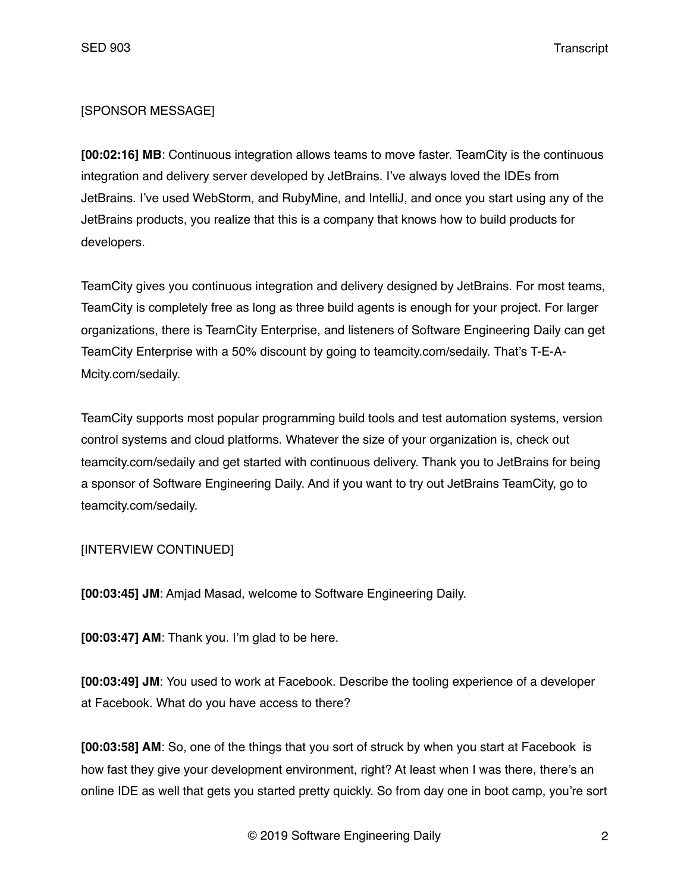[SPONSOR MESSAGE]

**[00:02:16] MB**: Continuous integration allows teams to move faster. TeamCity is the continuous integration and delivery server developed by JetBrains. I've always loved the IDEs from JetBrains. I've used WebStorm, and RubyMine, and IntelliJ, and once you start using any of the JetBrains products, you realize that this is a company that knows how to build products for developers.

TeamCity gives you continuous integration and delivery designed by JetBrains. For most teams, TeamCity is completely free as long as three build agents is enough for your project. For larger organizations, there is TeamCity Enterprise, and listeners of Software Engineering Daily can get TeamCity Enterprise with a 50% discount by going to teamcity.com/sedaily. That's T-E-A-Mcity.com/sedaily.

TeamCity supports most popular programming build tools and test automation systems, version control systems and cloud platforms. Whatever the size of your organization is, check out teamcity.com/sedaily and get started with continuous delivery. Thank you to JetBrains for being a sponsor of Software Engineering Daily. And if you want to try out JetBrains TeamCity, go to teamcity.com/sedaily.

[INTERVIEW CONTINUED]

**[00:03:45] JM**: Amjad Masad, welcome to Software Engineering Daily.

**[00:03:47] AM**: Thank you. I'm glad to be here.

**[00:03:49] JM**: You used to work at Facebook. Describe the tooling experience of a developer at Facebook. What do you have access to there?

**[00:03:58] AM**: So, one of the things that you sort of struck by when you start at Facebook is how fast they give your development environment, right? At least when I was there, there's an online IDE as well that gets you started pretty quickly. So from day one in boot camp, you're sort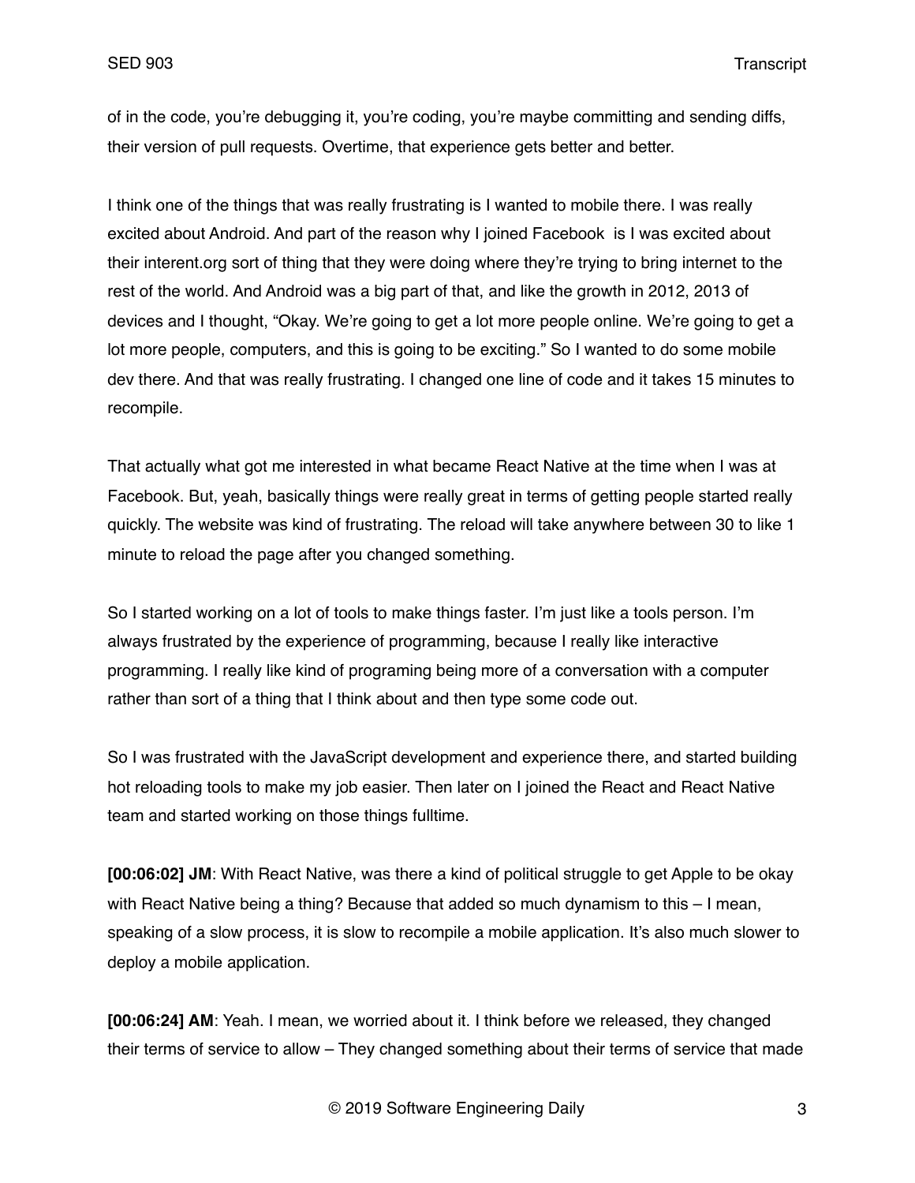of in the code, you're debugging it, you're coding, you're maybe committing and sending diffs, their version of pull requests. Overtime, that experience gets better and better.

I think one of the things that was really frustrating is I wanted to mobile there. I was really excited about Android. And part of the reason why I joined Facebook is I was excited about their interent.org sort of thing that they were doing where they're trying to bring internet to the rest of the world. And Android was a big part of that, and like the growth in 2012, 2013 of devices and I thought, "Okay. We're going to get a lot more people online. We're going to get a lot more people, computers, and this is going to be exciting." So I wanted to do some mobile dev there. And that was really frustrating. I changed one line of code and it takes 15 minutes to recompile.

That actually what got me interested in what became React Native at the time when I was at Facebook. But, yeah, basically things were really great in terms of getting people started really quickly. The website was kind of frustrating. The reload will take anywhere between 30 to like 1 minute to reload the page after you changed something.

So I started working on a lot of tools to make things faster. I'm just like a tools person. I'm always frustrated by the experience of programming, because I really like interactive programming. I really like kind of programing being more of a conversation with a computer rather than sort of a thing that I think about and then type some code out.

So I was frustrated with the JavaScript development and experience there, and started building hot reloading tools to make my job easier. Then later on I joined the React and React Native team and started working on those things fulltime.

**[00:06:02] JM**: With React Native, was there a kind of political struggle to get Apple to be okay with React Native being a thing? Because that added so much dynamism to this – I mean, speaking of a slow process, it is slow to recompile a mobile application. It's also much slower to deploy a mobile application.

**[00:06:24] AM**: Yeah. I mean, we worried about it. I think before we released, they changed their terms of service to allow – They changed something about their terms of service that made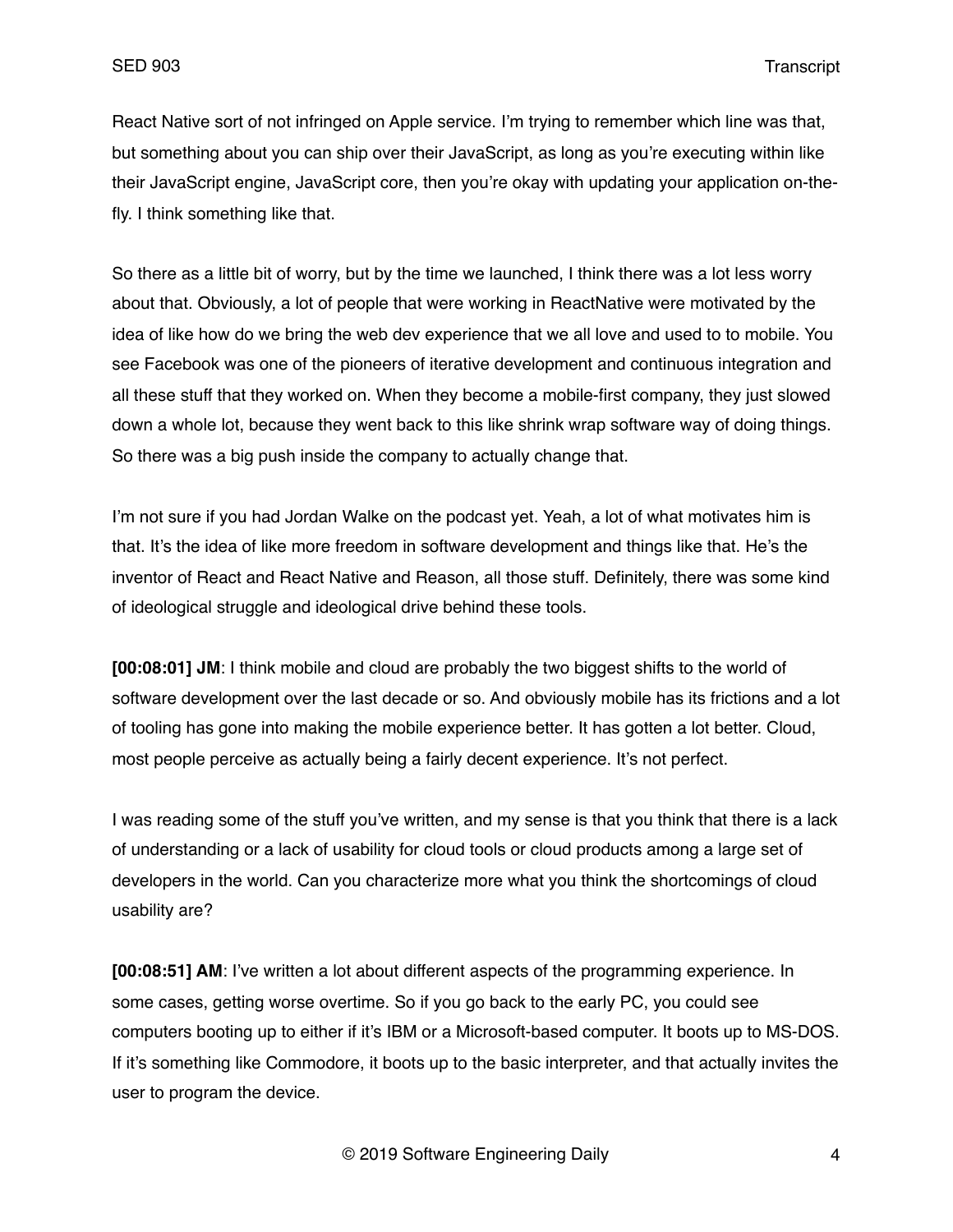React Native sort of not infringed on Apple service. I'm trying to remember which line was that, but something about you can ship over their JavaScript, as long as you're executing within like their JavaScript engine, JavaScript core, then you're okay with updating your application on-the-fly. I think something like that.

So there as a little bit of worry, but by the time we launched, I think there was a lot less worry about that. Obviously, a lot of people that were working in ReactNative were motivated by the idea of like how do we bring the web dev experience that we all love and used to to mobile. You see Facebook was one of the pioneers of iterative development and continuous integration and all these stuff that they worked on. When they become a mobile-first company, they just slowed down a whole lot, because they went back to this like shrink wrap software way of doing things. So there was a big push inside the company to actually change that.

I'm not sure if you had Jordan Walke on the podcast yet. Yeah, a lot of what motivates him is that. It's the idea of like more freedom in software development and things like that. He's the inventor of React and React Native and Reason, all those stuff. Definitely, there was some kind of ideological struggle and ideological drive behind these tools.

**[00:08:01] JM**: I think mobile and cloud are probably the two biggest shifts to the world of software development over the last decade or so. And obviously mobile has its frictions and a lot of tooling has gone into making the mobile experience better. It has gotten a lot better. Cloud, most people perceive as actually being a fairly decent experience. It's not perfect.

I was reading some of the stuff you've written, and my sense is that you think that there is a lack of understanding or a lack of usability for cloud tools or cloud products among a large set of developers in the world. Can you characterize more what you think the shortcomings of cloud usability are?

**[00:08:51] AM**: I've written a lot about different aspects of the programming experience. In some cases, getting worse overtime. So if you go back to the early PC, you could see computers booting up to either if it's IBM or a Microsoft-based computer. It boots up to MS-DOS. If it's something like Commodore, it boots up to the basic interpreter, and that actually invites the user to program the device.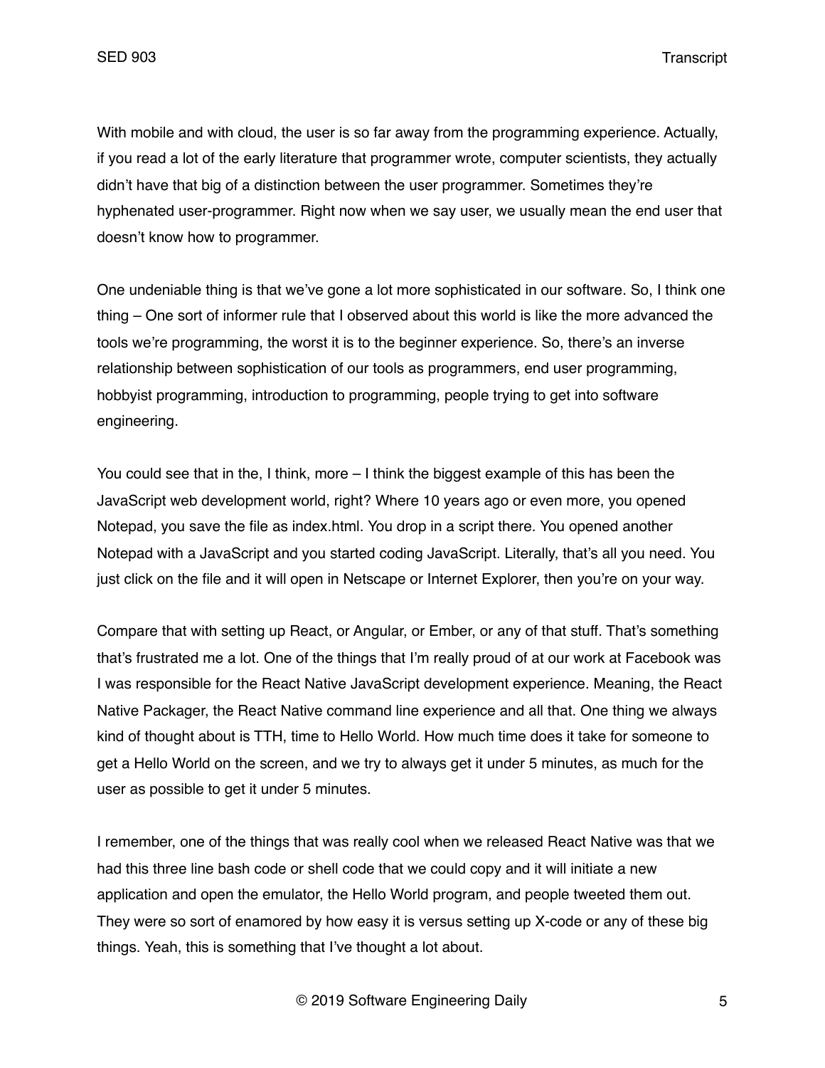With mobile and with cloud, the user is so far away from the programming experience. Actually, if you read a lot of the early literature that programmer wrote, computer scientists, they actually didn't have that big of a distinction between the user programmer. Sometimes they're hyphenated user-programmer. Right now when we say user, we usually mean the end user that doesn't know how to programmer.

One undeniable thing is that we've gone a lot more sophisticated in our software. So, I think one thing – One sort of informer rule that I observed about this world is like the more advanced the tools we're programming, the worst it is to the beginner experience. So, there's an inverse relationship between sophistication of our tools as programmers, end user programming, hobbyist programming, introduction to programming, people trying to get into software engineering.

You could see that in the, I think, more – I think the biggest example of this has been the JavaScript web development world, right? Where 10 years ago or even more, you opened Notepad, you save the file as index.html. You drop in a script there. You opened another Notepad with a JavaScript and you started coding JavaScript. Literally, that's all you need. You just click on the file and it will open in Netscape or Internet Explorer, then you're on your way.

Compare that with setting up React, or Angular, or Ember, or any of that stuff. That's something that's frustrated me a lot. One of the things that I'm really proud of at our work at Facebook was I was responsible for the React Native JavaScript development experience. Meaning, the React Native Packager, the React Native command line experience and all that. One thing we always kind of thought about is TTH, time to Hello World. How much time does it take for someone to get a Hello World on the screen, and we try to always get it under 5 minutes, as much for the user as possible to get it under 5 minutes.

I remember, one of the things that was really cool when we released React Native was that we had this three line bash code or shell code that we could copy and it will initiate a new application and open the emulator, the Hello World program, and people tweeted them out. They were so sort of enamored by how easy it is versus setting up X-code or any of these big things. Yeah, this is something that I've thought a lot about.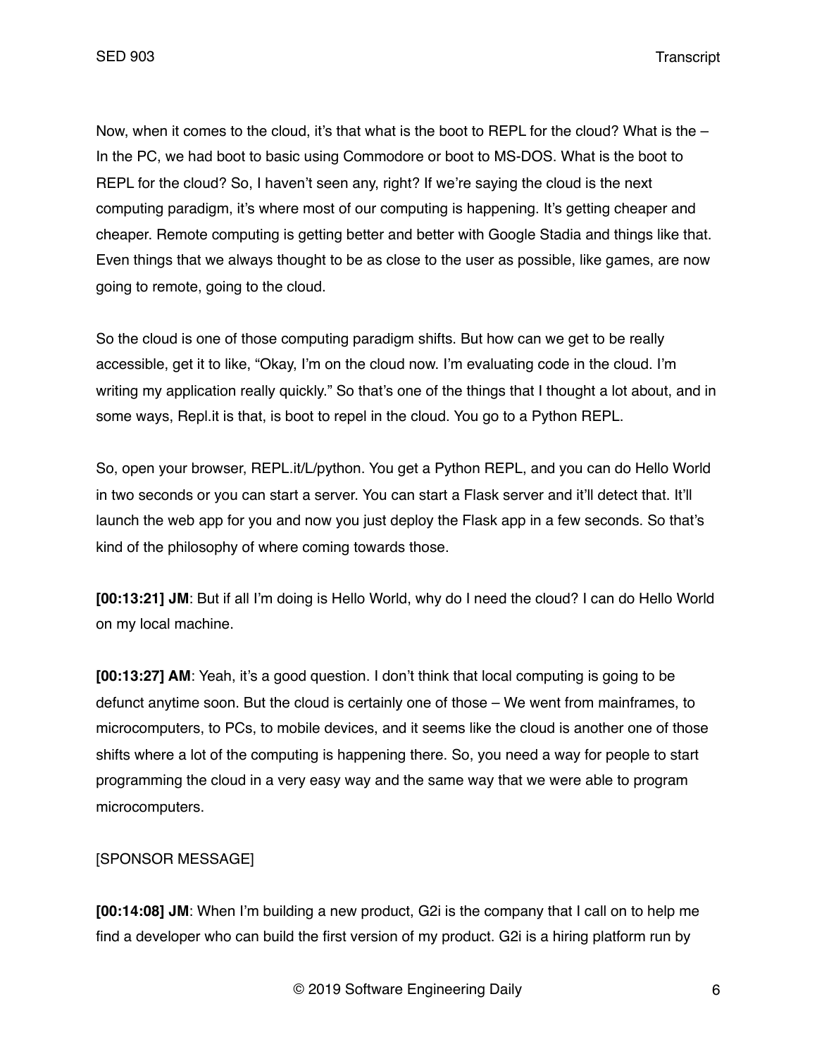Now, when it comes to the cloud, it's that what is the boot to REPL for the cloud? What is the – In the PC, we had boot to basic using Commodore or boot to MS-DOS. What is the boot to REPL for the cloud? So, I haven't seen any, right? If we're saying the cloud is the next computing paradigm, it's where most of our computing is happening. It's getting cheaper and cheaper. Remote computing is getting better and better with Google Stadia and things like that. Even things that we always thought to be as close to the user as possible, like games, are now going to remote, going to the cloud.

So the cloud is one of those computing paradigm shifts. But how can we get to be really accessible, get it to like, "Okay, I'm on the cloud now. I'm evaluating code in the cloud. I'm writing my application really quickly." So that's one of the things that I thought a lot about, and in some ways, Repl.it is that, is boot to repel in the cloud. You go to a Python REPL.

So, open your browser, REPL.it/L/python. You get a Python REPL, and you can do Hello World in two seconds or you can start a server. You can start a Flask server and it'll detect that. It'll launch the web app for you and now you just deploy the Flask app in a few seconds. So that's kind of the philosophy of where coming towards those.

**[00:13:21] JM**: But if all I'm doing is Hello World, why do I need the cloud? I can do Hello World on my local machine.

**[00:13:27] AM**: Yeah, it's a good question. I don't think that local computing is going to be defunct anytime soon. But the cloud is certainly one of those – We went from mainframes, to microcomputers, to PCs, to mobile devices, and it seems like the cloud is another one of those shifts where a lot of the computing is happening there. So, you need a way for people to start programming the cloud in a very easy way and the same way that we were able to program microcomputers.

[SPONSOR MESSAGE]

**[00:14:08] JM**: When I'm building a new product, G2i is the company that I call on to help me find a developer who can build the first version of my product. G2i is a hiring platform run by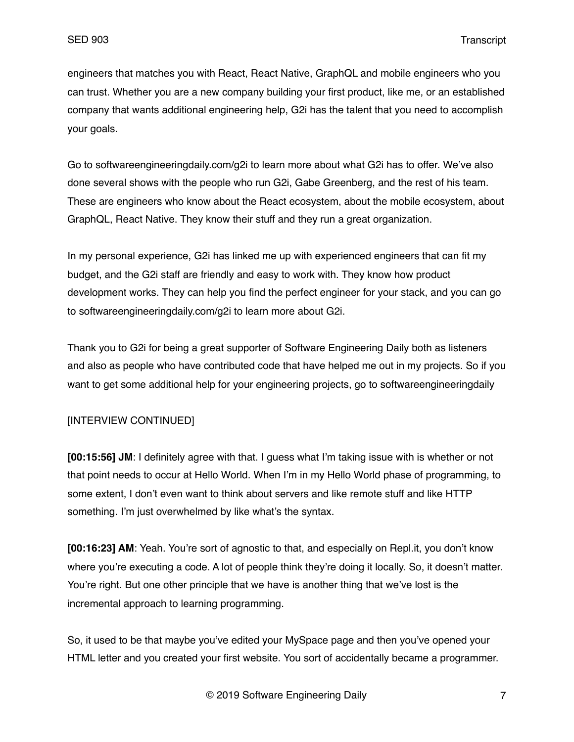engineers that matches you with React, React Native, GraphQL and mobile engineers who you can trust. Whether you are a new company building your first product, like me, or an established company that wants additional engineering help, G2i has the talent that you need to accomplish your goals.

Go to softwareengineeringdaily.com/g2i to learn more about what G2i has to offer. We've also done several shows with the people who run G2i, Gabe Greenberg, and the rest of his team. These are engineers who know about the React ecosystem, about the mobile ecosystem, about GraphQL, React Native. They know their stuff and they run a great organization.

In my personal experience, G2i has linked me up with experienced engineers that can fit my budget, and the G2i staff are friendly and easy to work with. They know how product development works. They can help you find the perfect engineer for your stack, and you can go to softwareengineeringdaily.com/g2i to learn more about G2i.

Thank you to G2i for being a great supporter of Software Engineering Daily both as listeners and also as people who have contributed code that have helped me out in my projects. So if you want to get some additional help for your engineering projects, go to softwareengineeringdaily

[INTERVIEW CONTINUED]

**[00:15:56] JM**: I definitely agree with that. I guess what I'm taking issue with is whether or not that point needs to occur at Hello World. When I'm in my Hello World phase of programming, to some extent, I don't even want to think about servers and like remote stuff and like HTTP something. I'm just overwhelmed by like what's the syntax.

**[00:16:23] AM**: Yeah. You're sort of agnostic to that, and especially on Repl.it, you don't know where you're executing a code. A lot of people think they're doing it locally. So, it doesn't matter. You're right. But one other principle that we have is another thing that we've lost is the incremental approach to learning programming.

So, it used to be that maybe you've edited your MySpace page and then you've opened your HTML letter and you created your first website. You sort of accidentally became a programmer.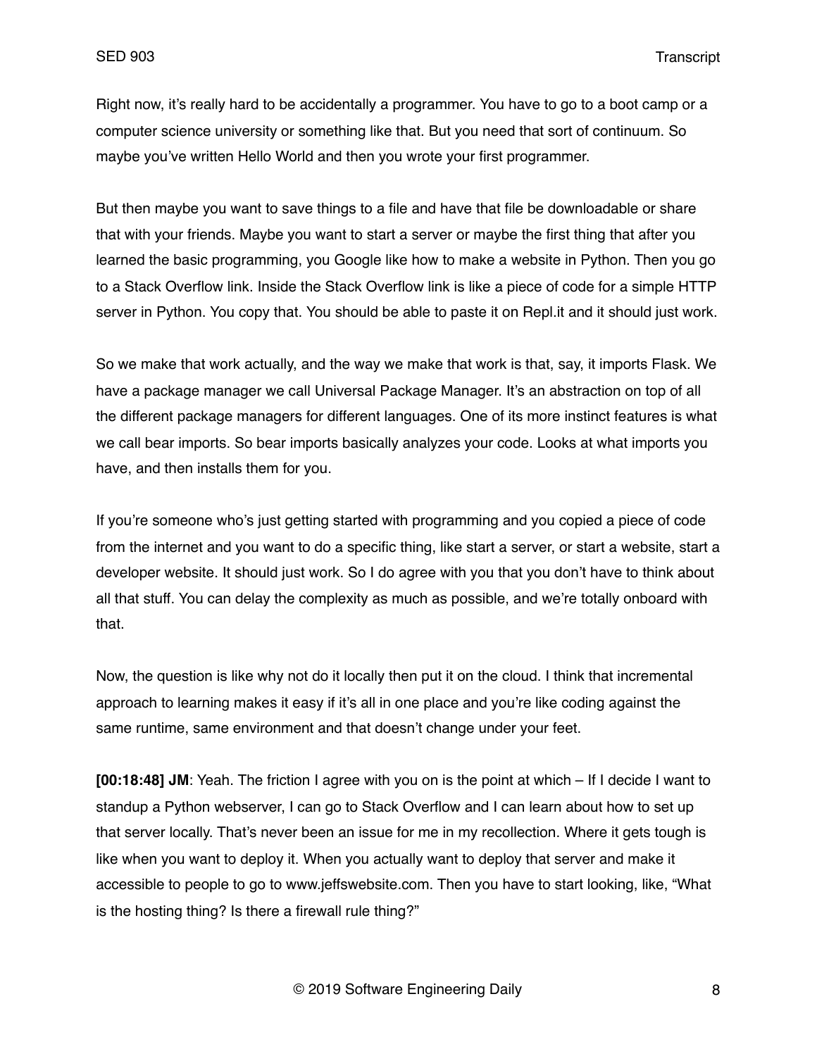Right now, it's really hard to be accidentally a programmer. You have to go to a boot camp or a computer science university or something like that. But you need that sort of continuum. So maybe you've written Hello World and then you wrote your first programmer.

But then maybe you want to save things to a file and have that file be downloadable or share that with your friends. Maybe you want to start a server or maybe the first thing that after you learned the basic programming, you Google like how to make a website in Python. Then you go to a Stack Overflow link. Inside the Stack Overflow link is like a piece of code for a simple HTTP server in Python. You copy that. You should be able to paste it on Repl.it and it should just work.

So we make that work actually, and the way we make that work is that, say, it imports Flask. We have a package manager we call Universal Package Manager. It's an abstraction on top of all the different package managers for different languages. One of its more instinct features is what we call bear imports. So bear imports basically analyzes your code. Looks at what imports you have, and then installs them for you.

If you're someone who's just getting started with programming and you copied a piece of code from the internet and you want to do a specific thing, like start a server, or start a website, start a developer website. It should just work. So I do agree with you that you don't have to think about all that stuff. You can delay the complexity as much as possible, and we're totally onboard with that.

Now, the question is like why not do it locally then put it on the cloud. I think that incremental approach to learning makes it easy if it's all in one place and you're like coding against the same runtime, same environment and that doesn't change under your feet.

**[00:18:48] JM**: Yeah. The friction I agree with you on is the point at which – If I decide I want to standup a Python webserver, I can go to Stack Overflow and I can learn about how to set up that server locally. That's never been an issue for me in my recollection. Where it gets tough is like when you want to deploy it. When you actually want to deploy that server and make it accessible to people to go to www.jeffswebsite.com. Then you have to start looking, like, "What is the hosting thing? Is there a firewall rule thing?"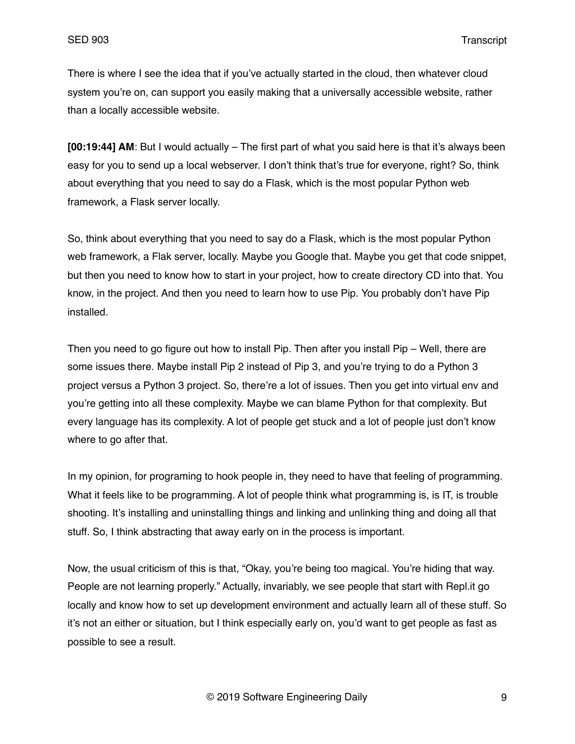There is where I see the idea that if you've actually started in the cloud, then whatever cloud system you're on, can support you easily making that a universally accessible website, rather than a locally accessible website.

**[00:19:44] AM**: But I would actually – The first part of what you said here is that it's always been easy for you to send up a local webserver. I don't think that's true for everyone, right? So, think about everything that you need to say do a Flask, which is the most popular Python web framework, a Flask server locally.

So, think about everything that you need to say do a Flask, which is the most popular Python web framework, a Flak server, locally. Maybe you Google that. Maybe you get that code snippet, but then you need to know how to start in your project, how to create directory CD into that. You know, in the project. And then you need to learn how to use Pip. You probably don't have Pip installed.

Then you need to go figure out how to install Pip. Then after you install Pip – Well, there are some issues there. Maybe install Pip 2 instead of Pip 3, and you're trying to do a Python 3 project versus a Python 3 project. So, there're a lot of issues. Then you get into virtual env and you're getting into all these complexity. Maybe we can blame Python for that complexity. But every language has its complexity. A lot of people get stuck and a lot of people just don't know where to go after that.

In my opinion, for programing to hook people in, they need to have that feeling of programming. What it feels like to be programming. A lot of people think what programming is, is IT, is trouble shooting. It's installing and uninstalling things and linking and unlinking thing and doing all that stuff. So, I think abstracting that away early on in the process is important.

Now, the usual criticism of this is that, "Okay, you're being too magical. You're hiding that way. People are not learning properly." Actually, invariably, we see people that start with Repl.it go locally and know how to set up development environment and actually learn all of these stuff. So it's not an either or situation, but I think especially early on, you'd want to get people as fast as possible to see a result.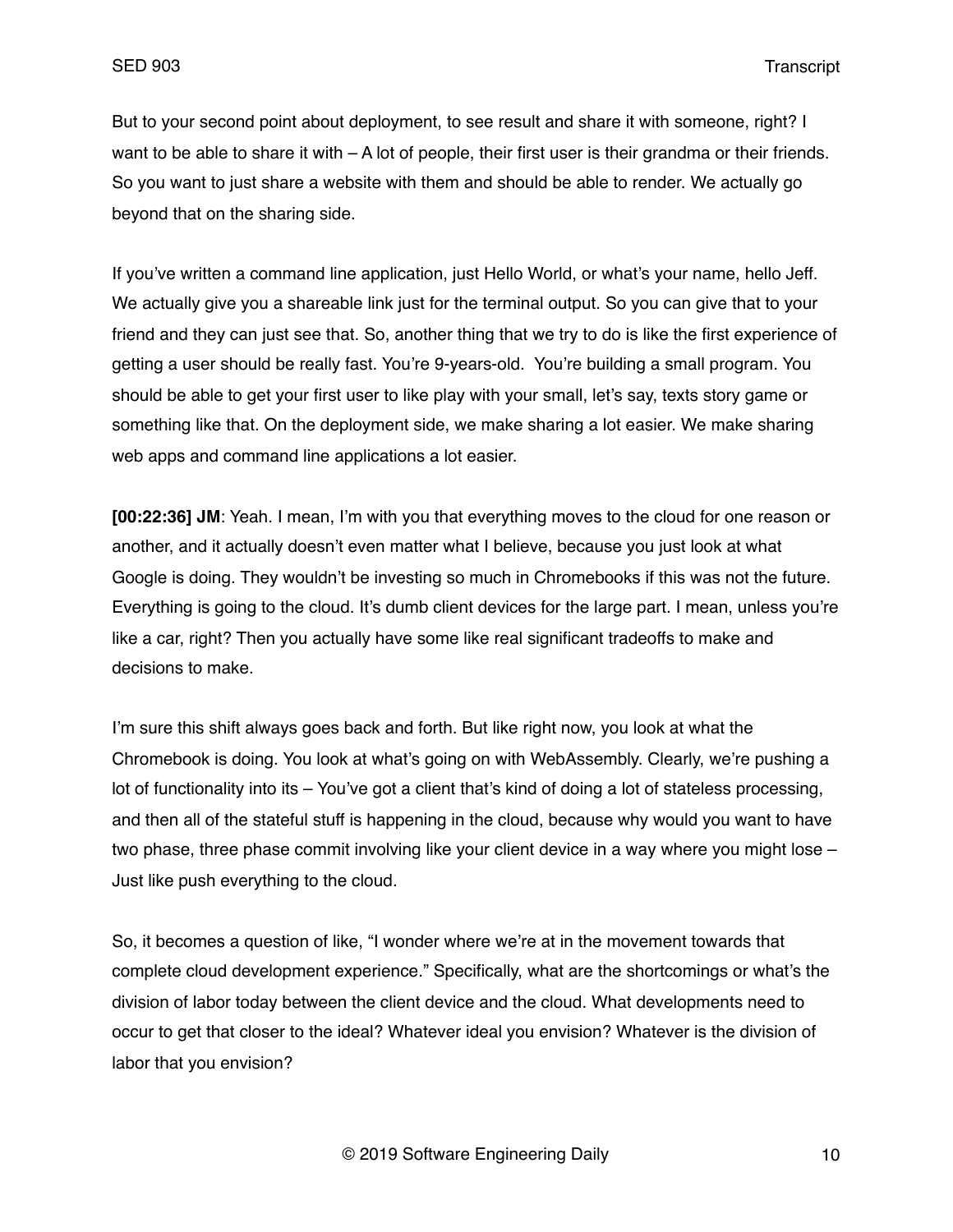But to your second point about deployment, to see result and share it with someone, right? I want to be able to share it with – A lot of people, their first user is their grandma or their friends. So you want to just share a website with them and should be able to render. We actually go beyond that on the sharing side.

If you've written a command line application, just Hello World, or what's your name, hello Jeff. We actually give you a shareable link just for the terminal output. So you can give that to your friend and they can just see that. So, another thing that we try to do is like the first experience of getting a user should be really fast. You're 9-years-old. You're building a small program. You should be able to get your first user to like play with your small, let's say, texts story game or something like that. On the deployment side, we make sharing a lot easier. We make sharing web apps and command line applications a lot easier.

**[00:22:36] JM**: Yeah. I mean, I'm with you that everything moves to the cloud for one reason or another, and it actually doesn't even matter what I believe, because you just look at what Google is doing. They wouldn't be investing so much in Chromebooks if this was not the future. Everything is going to the cloud. It's dumb client devices for the large part. I mean, unless you're like a car, right? Then you actually have some like real significant tradeoffs to make and decisions to make.

I'm sure this shift always goes back and forth. But like right now, you look at what the Chromebook is doing. You look at what's going on with WebAssembly. Clearly, we're pushing a lot of functionality into its – You've got a client that's kind of doing a lot of stateless processing, and then all of the stateful stuff is happening in the cloud, because why would you want to have two phase, three phase commit involving like your client device in a way where you might lose – Just like push everything to the cloud.

So, it becomes a question of like, "I wonder where we're at in the movement towards that complete cloud development experience." Specifically, what are the shortcomings or what's the division of labor today between the client device and the cloud. What developments need to occur to get that closer to the ideal? Whatever ideal you envision? Whatever is the division of labor that you envision?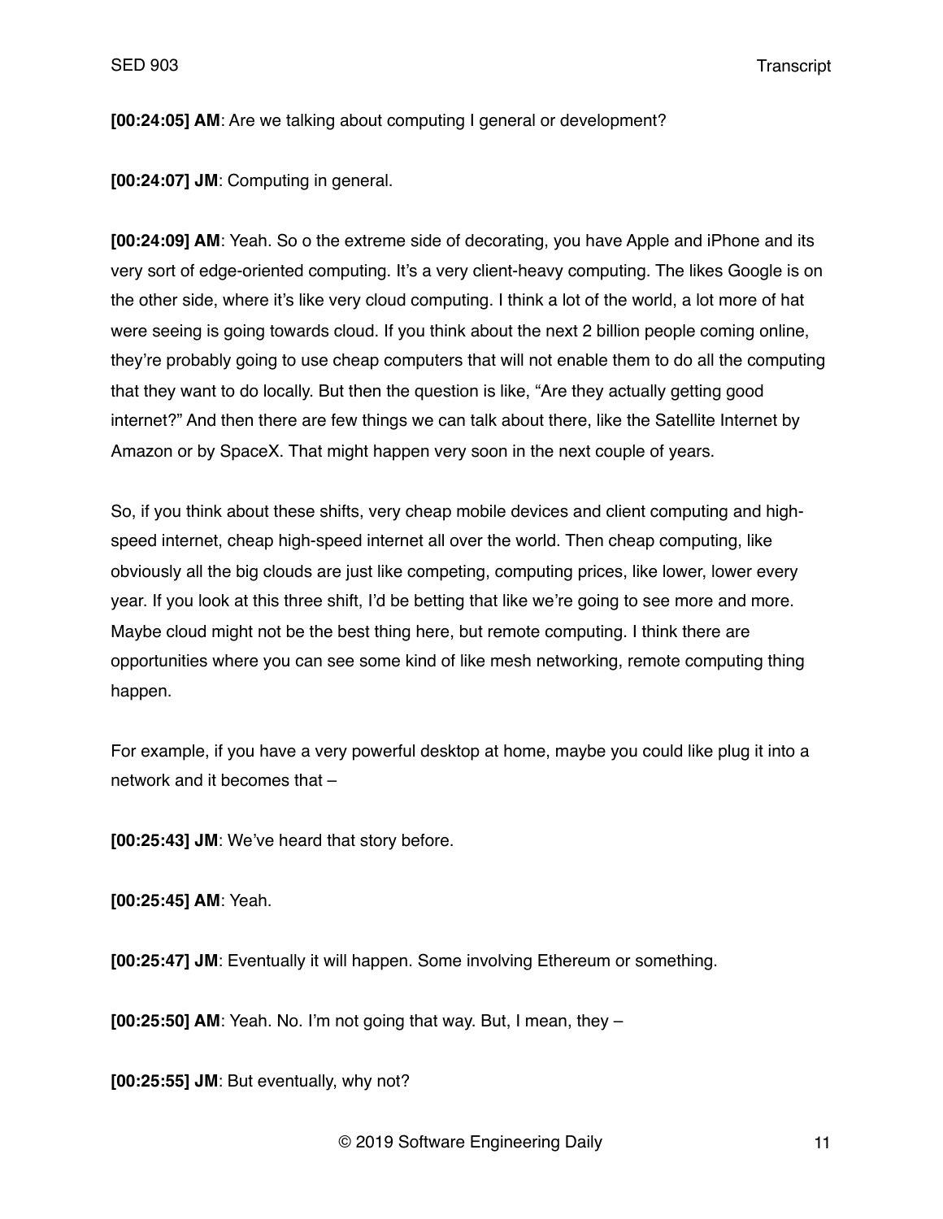**[00:24:05] AM**: Are we talking about computing I general or development?

**[00:24:07] JM**: Computing in general.

**[00:24:09] AM**: Yeah. So o the extreme side of decorating, you have Apple and iPhone and its very sort of edge-oriented computing. It's a very client-heavy computing. The likes Google is on the other side, where it's like very cloud computing. I think a lot of the world, a lot more of hat were seeing is going towards cloud. If you think about the next 2 billion people coming online, they're probably going to use cheap computers that will not enable them to do all the computing that they want to do locally. But then the question is like, "Are they actually getting good internet?" And then there are few things we can talk about there, like the Satellite Internet by Amazon or by SpaceX. That might happen very soon in the next couple of years.

So, if you think about these shifts, very cheap mobile devices and client computing and high-speed internet, cheap high-speed internet all over the world. Then cheap computing, like obviously all the big clouds are just like competing, computing prices, like lower, lower every year. If you look at this three shift, I'd be betting that like we're going to see more and more. Maybe cloud might not be the best thing here, but remote computing. I think there are opportunities where you can see some kind of like mesh networking, remote computing thing happen.

For example, if you have a very powerful desktop at home, maybe you could like plug it into a network and it becomes that –

**[00:25:43] JM**: We've heard that story before.

**[00:25:45] AM**: Yeah.

**[00:25:47] JM**: Eventually it will happen. Some involving Ethereum or something.

**[00:25:50] AM**: Yeah. No. I'm not going that way. But, I mean, they –

**[00:25:55] JM**: But eventually, why not?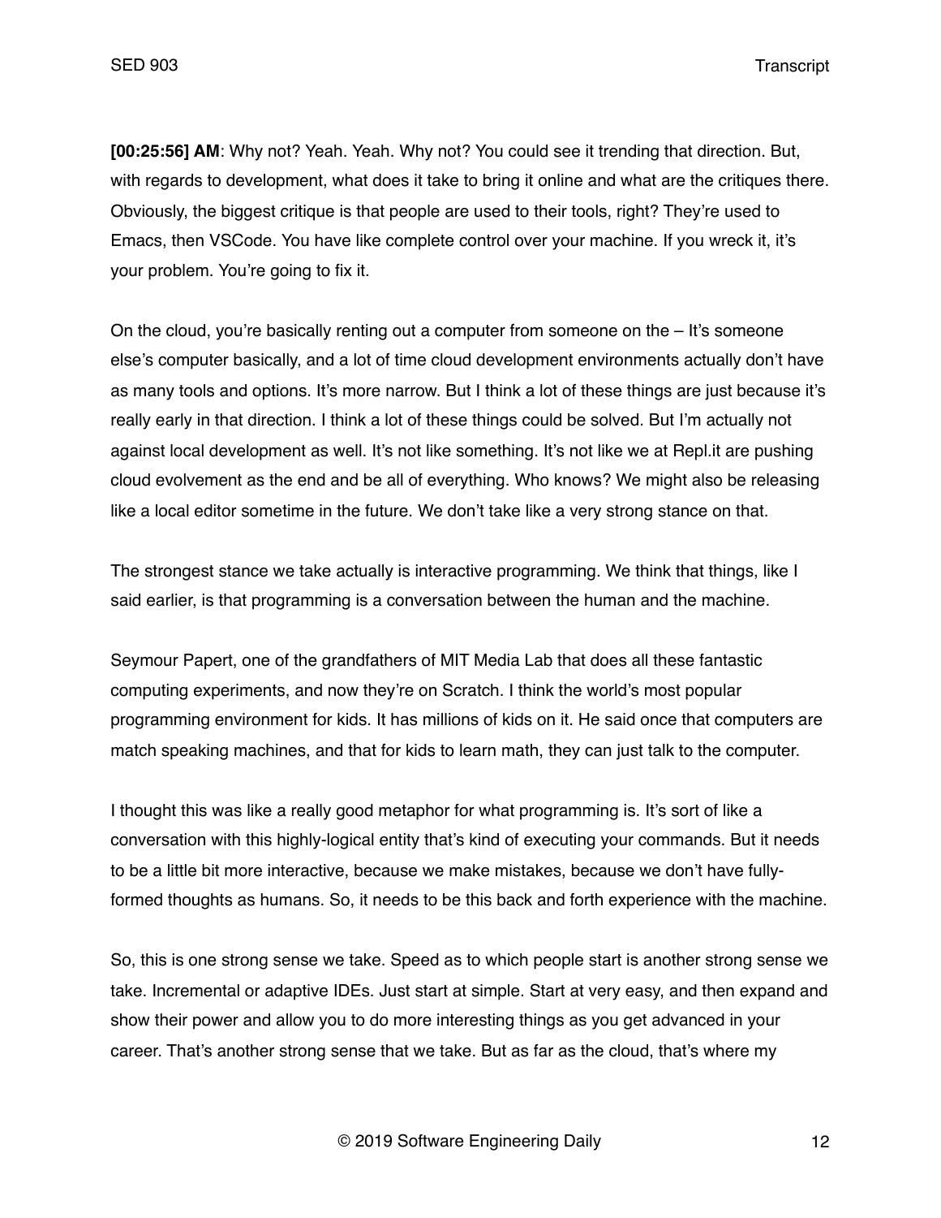**[00:25:56] AM**: Why not? Yeah. Yeah. Why not? You could see it trending that direction. But, with regards to development, what does it take to bring it online and what are the critiques there. Obviously, the biggest critique is that people are used to their tools, right? They're used to Emacs, then VSCode. You have like complete control over your machine. If you wreck it, it's your problem. You're going to fix it.

On the cloud, you're basically renting out a computer from someone on the – It's someone else's computer basically, and a lot of time cloud development environments actually don't have as many tools and options. It's more narrow. But I think a lot of these things are just because it's really early in that direction. I think a lot of these things could be solved. But I'm actually not against local development as well. It's not like something. It's not like we at Repl.it are pushing cloud evolvement as the end and be all of everything. Who knows? We might also be releasing like a local editor sometime in the future. We don't take like a very strong stance on that.

The strongest stance we take actually is interactive programming. We think that things, like I said earlier, is that programming is a conversation between the human and the machine.

Seymour Papert, one of the grandfathers of MIT Media Lab that does all these fantastic computing experiments, and now they're on Scratch. I think the world's most popular programming environment for kids. It has millions of kids on it. He said once that computers are match speaking machines, and that for kids to learn math, they can just talk to the computer.

I thought this was like a really good metaphor for what programming is. It's sort of like a conversation with this highly-logical entity that's kind of executing your commands. But it needs to be a little bit more interactive, because we make mistakes, because we don't have fully-formed thoughts as humans. So, it needs to be this back and forth experience with the machine.

So, this is one strong sense we take. Speed as to which people start is another strong sense we take. Incremental or adaptive IDEs. Just start at simple. Start at very easy, and then expand and show their power and allow you to do more interesting things as you get advanced in your career. That's another strong sense that we take. But as far as the cloud, that's where my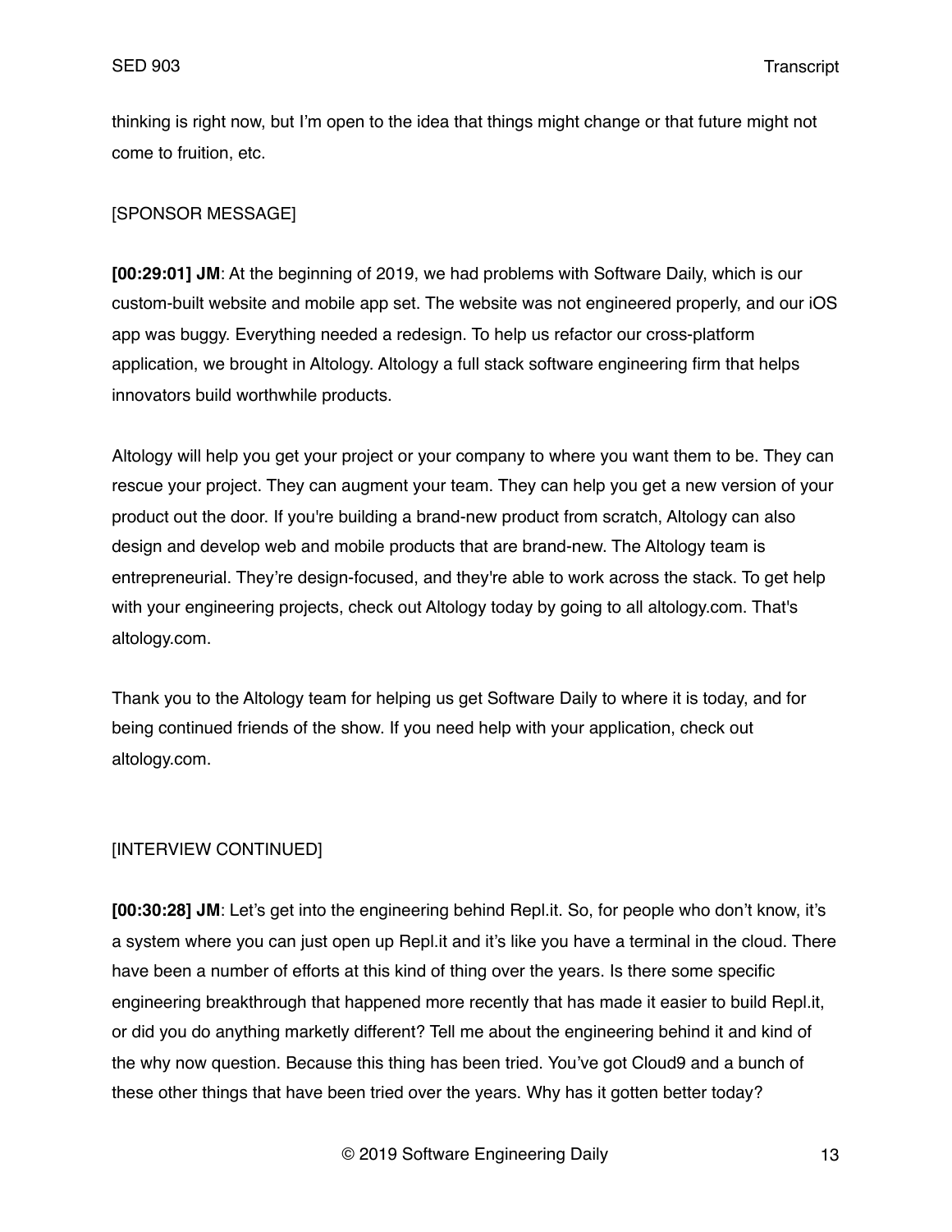thinking is right now, but I'm open to the idea that things might change or that future might not come to fruition, etc.

[SPONSOR MESSAGE]

**[00:29:01] JM**: At the beginning of 2019, we had problems with Software Daily, which is our custom-built website and mobile app set. The website was not engineered properly, and our iOS app was buggy. Everything needed a redesign. To help us refactor our cross-platform application, we brought in Altology. Altology a full stack software engineering firm that helps innovators build worthwhile products.

Altology will help you get your project or your company to where you want them to be. They can rescue your project. They can augment your team. They can help you get a new version of your product out the door. If you're building a brand-new product from scratch, Altology can also design and develop web and mobile products that are brand-new. The Altology team is entrepreneurial. They're design-focused, and they're able to work across the stack. To get help with your engineering projects, check out Altology today by going to all altology.com. That's altology.com.

Thank you to the Altology team for helping us get Software Daily to where it is today, and for being continued friends of the show. If you need help with your application, check out altology.com.

[INTERVIEW CONTINUED]

**[00:30:28] JM**: Let's get into the engineering behind Repl.it. So, for people who don't know, it's a system where you can just open up Repl.it and it's like you have a terminal in the cloud. There have been a number of efforts at this kind of thing over the years. Is there some specific engineering breakthrough that happened more recently that has made it easier to build Repl.it, or did you do anything marketly different? Tell me about the engineering behind it and kind of the why now question. Because this thing has been tried. You've got Cloud9 and a bunch of these other things that have been tried over the years. Why has it gotten better today?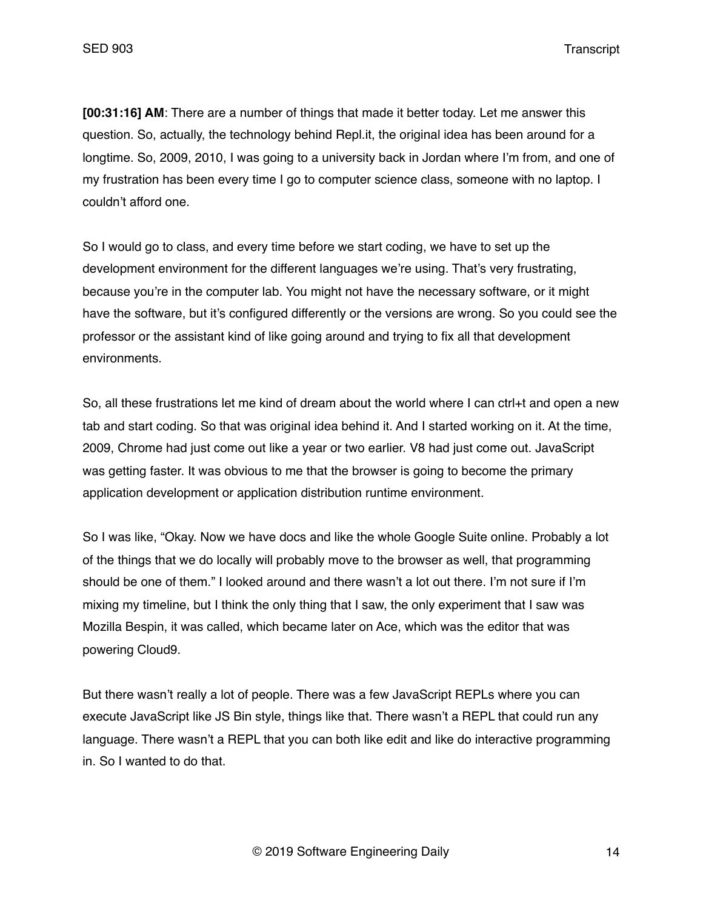**[00:31:16] AM**: There are a number of things that made it better today. Let me answer this question. So, actually, the technology behind Repl.it, the original idea has been around for a longtime. So, 2009, 2010, I was going to a university back in Jordan where I'm from, and one of my frustration has been every time I go to computer science class, someone with no laptop. I couldn't afford one.

So I would go to class, and every time before we start coding, we have to set up the development environment for the different languages we're using. That's very frustrating, because you're in the computer lab. You might not have the necessary software, or it might have the software, but it's configured differently or the versions are wrong. So you could see the professor or the assistant kind of like going around and trying to fix all that development environments.

So, all these frustrations let me kind of dream about the world where I can ctrl+t and open a new tab and start coding. So that was original idea behind it. And I started working on it. At the time, 2009, Chrome had just come out like a year or two earlier. V8 had just come out. JavaScript was getting faster. It was obvious to me that the browser is going to become the primary application development or application distribution runtime environment.

So I was like, "Okay. Now we have docs and like the whole Google Suite online. Probably a lot of the things that we do locally will probably move to the browser as well, that programming should be one of them." I looked around and there wasn't a lot out there. I'm not sure if I'm mixing my timeline, but I think the only thing that I saw, the only experiment that I saw was Mozilla Bespin, it was called, which became later on Ace, which was the editor that was powering Cloud9.

But there wasn't really a lot of people. There was a few JavaScript REPLs where you can execute JavaScript like JS Bin style, things like that. There wasn't a REPL that could run any language. There wasn't a REPL that you can both like edit and like do interactive programming in. So I wanted to do that.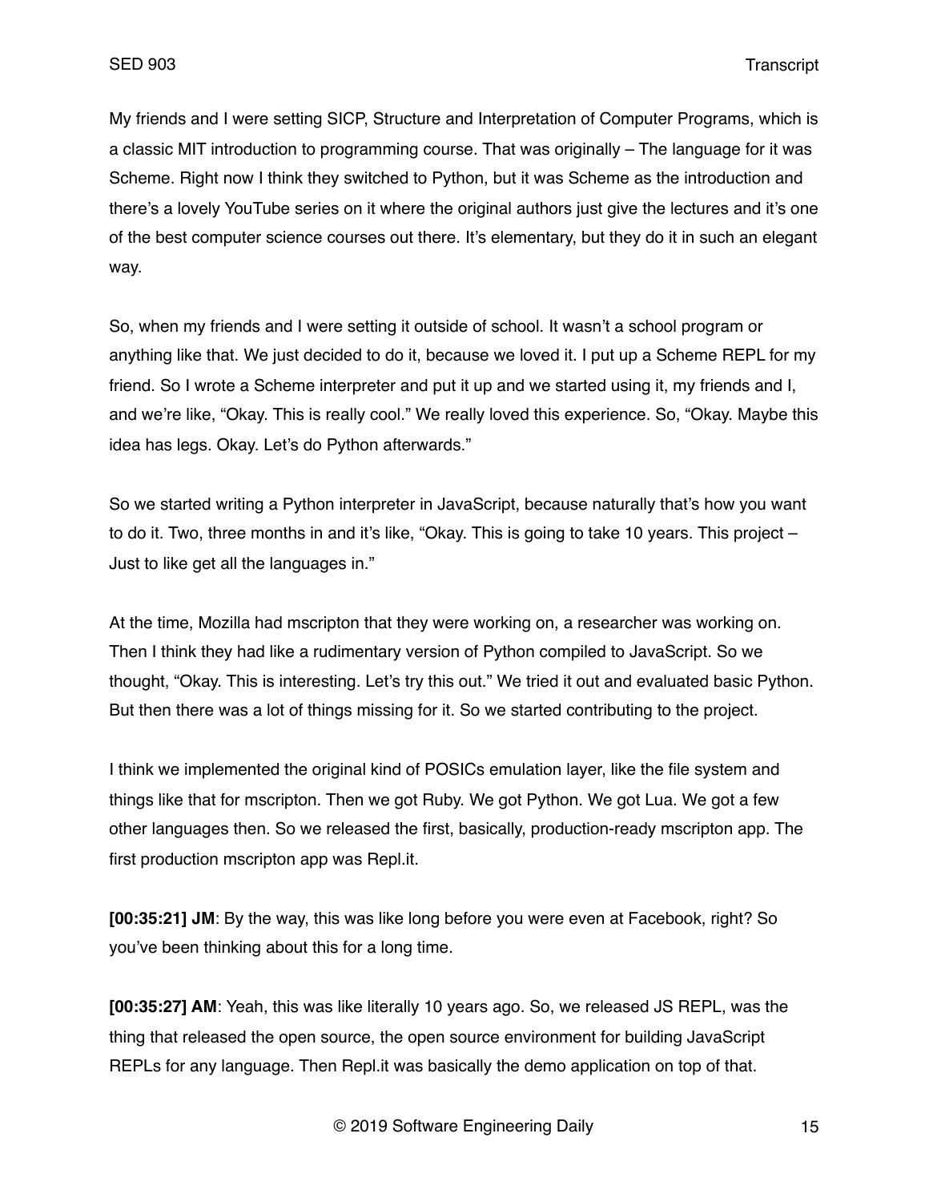My friends and I were setting SICP, Structure and Interpretation of Computer Programs, which is a classic MIT introduction to programming course. That was originally – The language for it was Scheme. Right now I think they switched to Python, but it was Scheme as the introduction and there's a lovely YouTube series on it where the original authors just give the lectures and it's one of the best computer science courses out there. It's elementary, but they do it in such an elegant way.

So, when my friends and I were setting it outside of school. It wasn't a school program or anything like that. We just decided to do it, because we loved it. I put up a Scheme REPL for my friend. So I wrote a Scheme interpreter and put it up and we started using it, my friends and I, and we're like, "Okay. This is really cool." We really loved this experience. So, "Okay. Maybe this idea has legs. Okay. Let's do Python afterwards."

So we started writing a Python interpreter in JavaScript, because naturally that's how you want to do it. Two, three months in and it's like, "Okay. This is going to take 10 years. This project – Just to like get all the languages in."

At the time, Mozilla had mscripton that they were working on, a researcher was working on. Then I think they had like a rudimentary version of Python compiled to JavaScript. So we thought, "Okay. This is interesting. Let's try this out." We tried it out and evaluated basic Python. But then there was a lot of things missing for it. So we started contributing to the project.

I think we implemented the original kind of POSICs emulation layer, like the file system and things like that for mscripton. Then we got Ruby. We got Python. We got Lua. We got a few other languages then. So we released the first, basically, production-ready mscripton app. The first production mscripton app was Repl.it.

**[00:35:21] JM**: By the way, this was like long before you were even at Facebook, right? So you've been thinking about this for a long time.

**[00:35:27] AM**: Yeah, this was like literally 10 years ago. So, we released JS REPL, was the thing that released the open source, the open source environment for building JavaScript REPLs for any language. Then Repl.it was basically the demo application on top of that.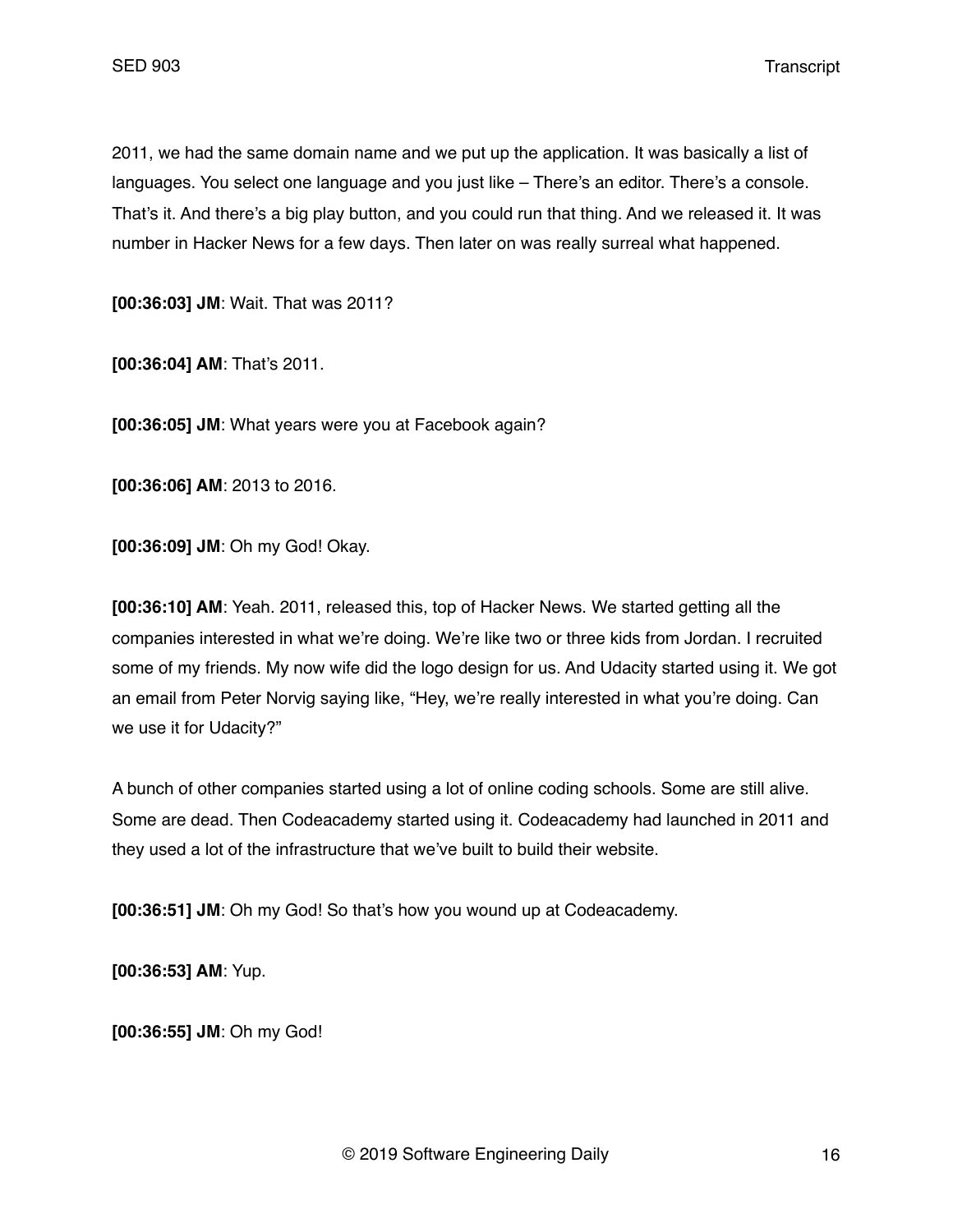2011, we had the same domain name and we put up the application. It was basically a list of languages. You select one language and you just like – There's an editor. There's a console. That's it. And there's a big play button, and you could run that thing. And we released it. It was number in Hacker News for a few days. Then later on was really surreal what happened.

**[00:36:03] JM**: Wait. That was 2011?

**[00:36:04] AM**: That's 2011.

**[00:36:05] JM**: What years were you at Facebook again?

**[00:36:06] AM**: 2013 to 2016.

**[00:36:09] JM**: Oh my God! Okay.

**[00:36:10] AM**: Yeah. 2011, released this, top of Hacker News. We started getting all the companies interested in what we're doing. We're like two or three kids from Jordan. I recruited some of my friends. My now wife did the logo design for us. And Udacity started using it. We got an email from Peter Norvig saying like, "Hey, we're really interested in what you're doing. Can we use it for Udacity?"

A bunch of other companies started using a lot of online coding schools. Some are still alive. Some are dead. Then Codeacademy started using it. Codeacademy had launched in 2011 and they used a lot of the infrastructure that we've built to build their website.

**[00:36:51] JM**: Oh my God! So that's how you wound up at Codeacademy.

**[00:36:53] AM**: Yup.

**[00:36:55] JM**: Oh my God!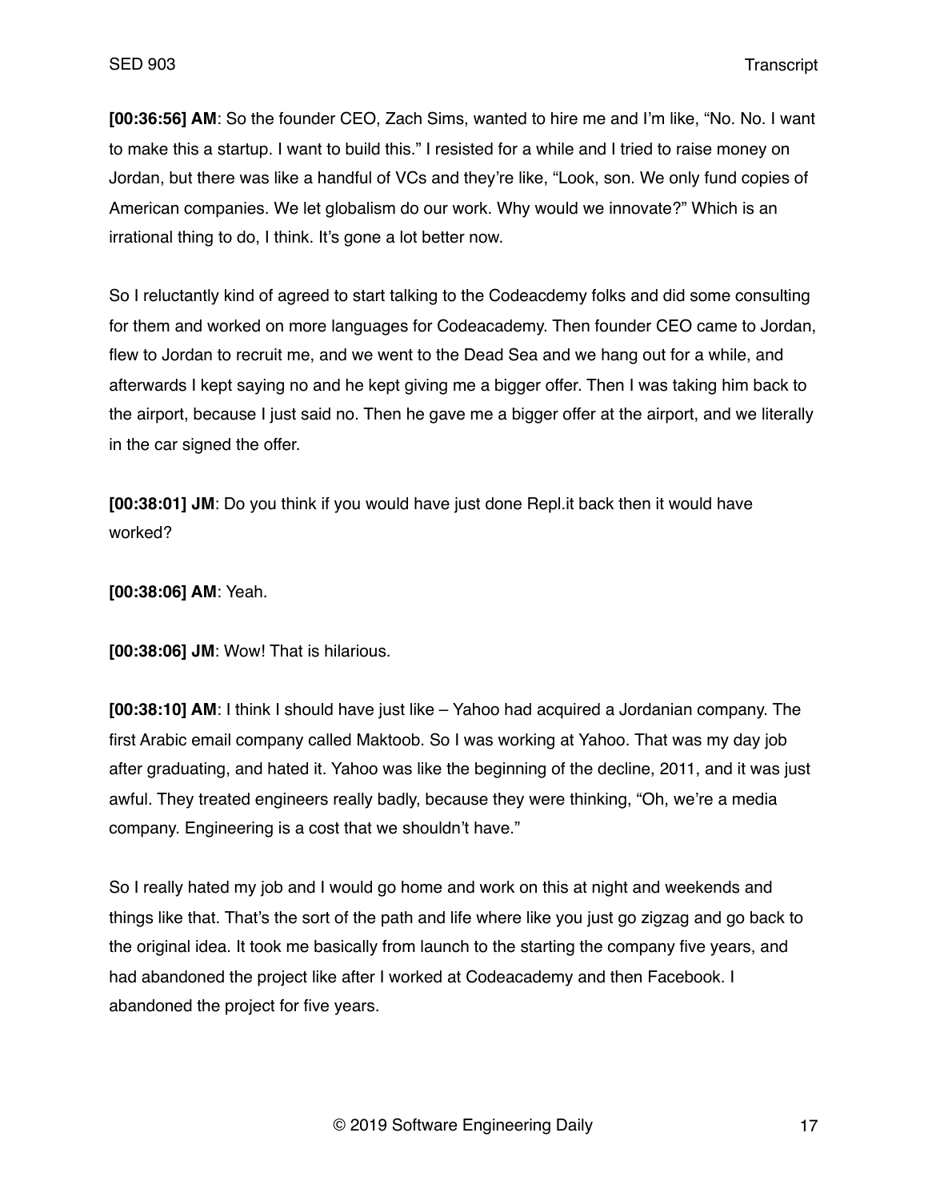**[00:36:56] AM**: So the founder CEO, Zach Sims, wanted to hire me and I'm like, "No. No. I want to make this a startup. I want to build this." I resisted for a while and I tried to raise money on Jordan, but there was like a handful of VCs and they're like, "Look, son. We only fund copies of American companies. We let globalism do our work. Why would we innovate?" Which is an irrational thing to do, I think. It's gone a lot better now.

So I reluctantly kind of agreed to start talking to the Codeacdemy folks and did some consulting for them and worked on more languages for Codeacademy. Then founder CEO came to Jordan, flew to Jordan to recruit me, and we went to the Dead Sea and we hang out for a while, and afterwards I kept saying no and he kept giving me a bigger offer. Then I was taking him back to the airport, because I just said no. Then he gave me a bigger offer at the airport, and we literally in the car signed the offer.

**[00:38:01] JM**: Do you think if you would have just done Repl.it back then it would have worked?

**[00:38:06] AM**: Yeah.

**[00:38:06] JM**: Wow! That is hilarious.

**[00:38:10] AM**: I think I should have just like – Yahoo had acquired a Jordanian company. The first Arabic email company called Maktoob. So I was working at Yahoo. That was my day job after graduating, and hated it. Yahoo was like the beginning of the decline, 2011, and it was just awful. They treated engineers really badly, because they were thinking, "Oh, we're a media company. Engineering is a cost that we shouldn't have."

So I really hated my job and I would go home and work on this at night and weekends and things like that. That's the sort of the path and life where like you just go zigzag and go back to the original idea. It took me basically from launch to the starting the company five years, and had abandoned the project like after I worked at Codeacademy and then Facebook. I abandoned the project for five years.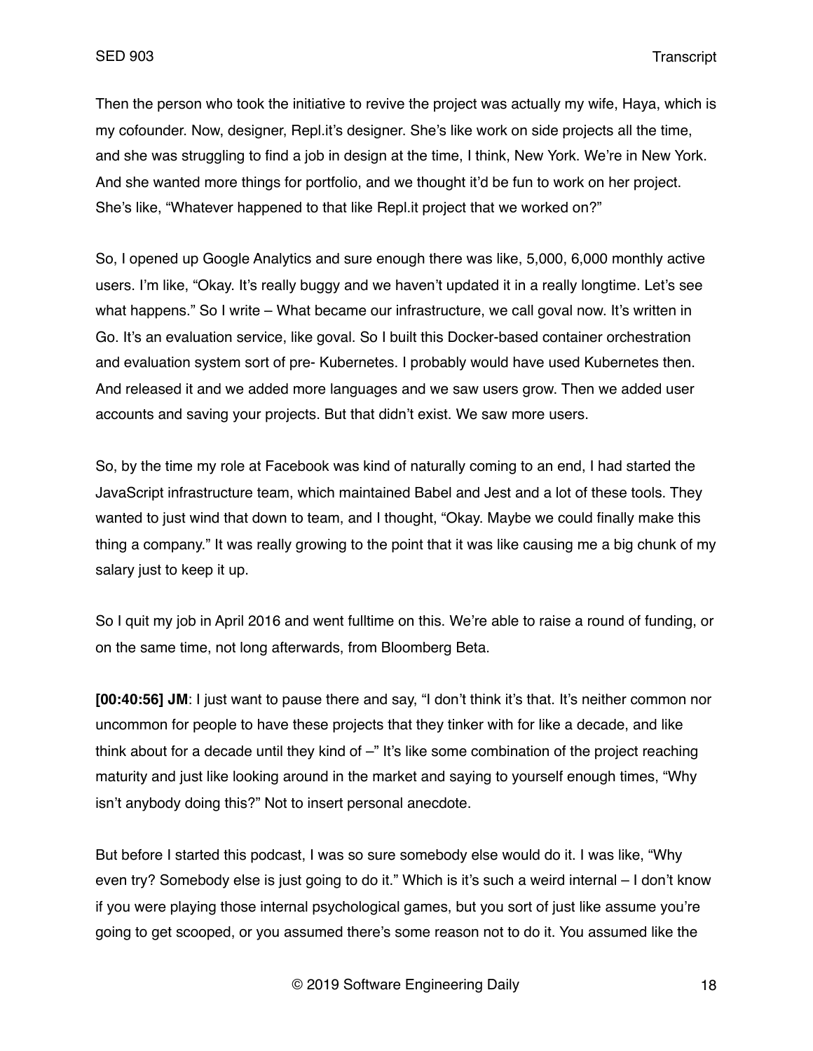Then the person who took the initiative to revive the project was actually my wife, Haya, which is my cofounder. Now, designer, Repl.it's designer. She's like work on side projects all the time, and she was struggling to find a job in design at the time, I think, New York. We're in New York. And she wanted more things for portfolio, and we thought it'd be fun to work on her project. She's like, "Whatever happened to that like Repl.it project that we worked on?"

So, I opened up Google Analytics and sure enough there was like, 5,000, 6,000 monthly active users. I'm like, "Okay. It's really buggy and we haven't updated it in a really longtime. Let's see what happens." So I write – What became our infrastructure, we call goval now. It's written in Go. It's an evaluation service, like goval. So I built this Docker-based container orchestration and evaluation system sort of pre- Kubernetes. I probably would have used Kubernetes then. And released it and we added more languages and we saw users grow. Then we added user accounts and saving your projects. But that didn't exist. We saw more users.

So, by the time my role at Facebook was kind of naturally coming to an end, I had started the JavaScript infrastructure team, which maintained Babel and Jest and a lot of these tools. They wanted to just wind that down to team, and I thought, "Okay. Maybe we could finally make this thing a company." It was really growing to the point that it was like causing me a big chunk of my salary just to keep it up.

So I quit my job in April 2016 and went fulltime on this. We're able to raise a round of funding, or on the same time, not long afterwards, from Bloomberg Beta.

**[00:40:56] JM**: I just want to pause there and say, "I don't think it's that. It's neither common nor uncommon for people to have these projects that they tinker with for like a decade, and like think about for a decade until they kind of –" It's like some combination of the project reaching maturity and just like looking around in the market and saying to yourself enough times, "Why isn't anybody doing this?" Not to insert personal anecdote.

But before I started this podcast, I was so sure somebody else would do it. I was like, "Why even try? Somebody else is just going to do it." Which is it's such a weird internal – I don't know if you were playing those internal psychological games, but you sort of just like assume you're going to get scooped, or you assumed there's some reason not to do it. You assumed like the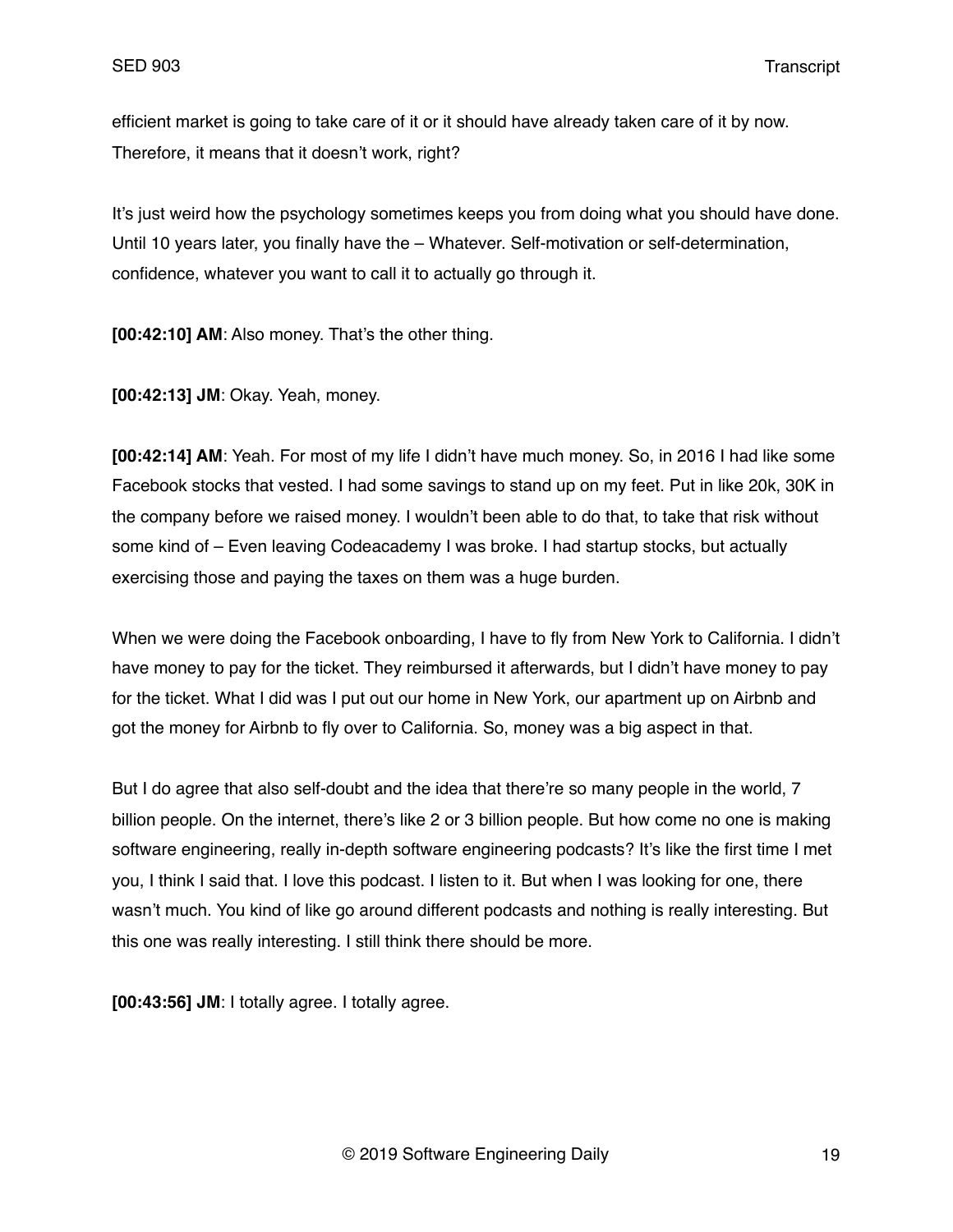efficient market is going to take care of it or it should have already taken care of it by now. Therefore, it means that it doesn't work, right?

It's just weird how the psychology sometimes keeps you from doing what you should have done. Until 10 years later, you finally have the – Whatever. Self-motivation or self-determination, confidence, whatever you want to call it to actually go through it.

**[00:42:10] AM**: Also money. That's the other thing.

**[00:42:13] JM**: Okay. Yeah, money.

**[00:42:14] AM**: Yeah. For most of my life I didn't have much money. So, in 2016 I had like some Facebook stocks that vested. I had some savings to stand up on my feet. Put in like 20k, 30K in the company before we raised money. I wouldn't been able to do that, to take that risk without some kind of – Even leaving Codeacademy I was broke. I had startup stocks, but actually exercising those and paying the taxes on them was a huge burden.

When we were doing the Facebook onboarding, I have to fly from New York to California. I didn't have money to pay for the ticket. They reimbursed it afterwards, but I didn't have money to pay for the ticket. What I did was I put out our home in New York, our apartment up on Airbnb and got the money for Airbnb to fly over to California. So, money was a big aspect in that.

But I do agree that also self-doubt and the idea that there're so many people in the world, 7 billion people. On the internet, there's like 2 or 3 billion people. But how come no one is making software engineering, really in-depth software engineering podcasts? It's like the first time I met you, I think I said that. I love this podcast. I listen to it. But when I was looking for one, there wasn't much. You kind of like go around different podcasts and nothing is really interesting. But this one was really interesting. I still think there should be more.

**[00:43:56] JM**: I totally agree. I totally agree.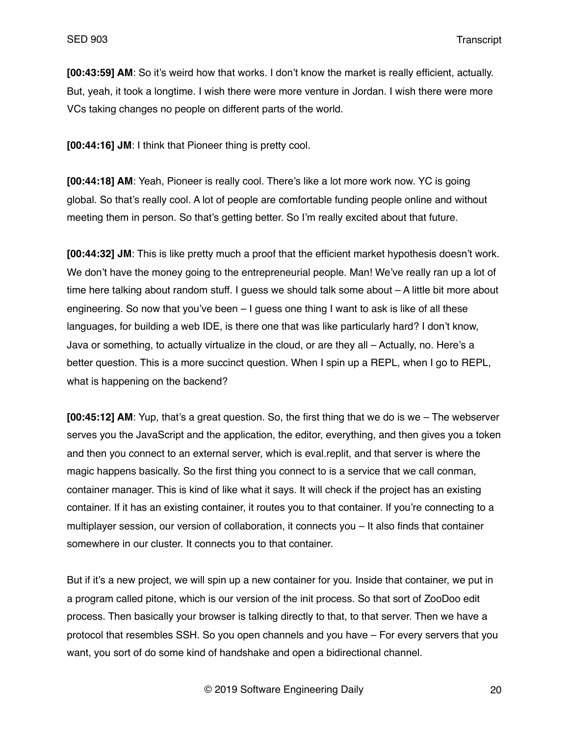**[00:43:59] AM**: So it's weird how that works. I don't know the market is really efficient, actually. But, yeah, it took a longtime. I wish there were more venture in Jordan. I wish there were more VCs taking changes no people on different parts of the world.

**[00:44:16] JM**: I think that Pioneer thing is pretty cool.

**[00:44:18] AM**: Yeah, Pioneer is really cool. There's like a lot more work now. YC is going global. So that's really cool. A lot of people are comfortable funding people online and without meeting them in person. So that's getting better. So I'm really excited about that future.

**[00:44:32] JM**: This is like pretty much a proof that the efficient market hypothesis doesn't work. We don't have the money going to the entrepreneurial people. Man! We've really ran up a lot of time here talking about random stuff. I guess we should talk some about – A little bit more about engineering. So now that you've been – I guess one thing I want to ask is like of all these languages, for building a web IDE, is there one that was like particularly hard? I don't know, Java or something, to actually virtualize in the cloud, or are they all – Actually, no. Here's a better question. This is a more succinct question. When I spin up a REPL, when I go to REPL, what is happening on the backend?

**[00:45:12] AM**: Yup, that's a great question. So, the first thing that we do is we – The webserver serves you the JavaScript and the application, the editor, everything, and then gives you a token and then you connect to an external server, which is eval.replit, and that server is where the magic happens basically. So the first thing you connect to is a service that we call conman, container manager. This is kind of like what it says. It will check if the project has an existing container. If it has an existing container, it routes you to that container. If you're connecting to a multiplayer session, our version of collaboration, it connects you – It also finds that container somewhere in our cluster. It connects you to that container.

But if it's a new project, we will spin up a new container for you. Inside that container, we put in a program called pitone, which is our version of the init process. So that sort of ZooDoo edit process. Then basically your browser is talking directly to that, to that server. Then we have a protocol that resembles SSH. So you open channels and you have – For every servers that you want, you sort of do some kind of handshake and open a bidirectional channel.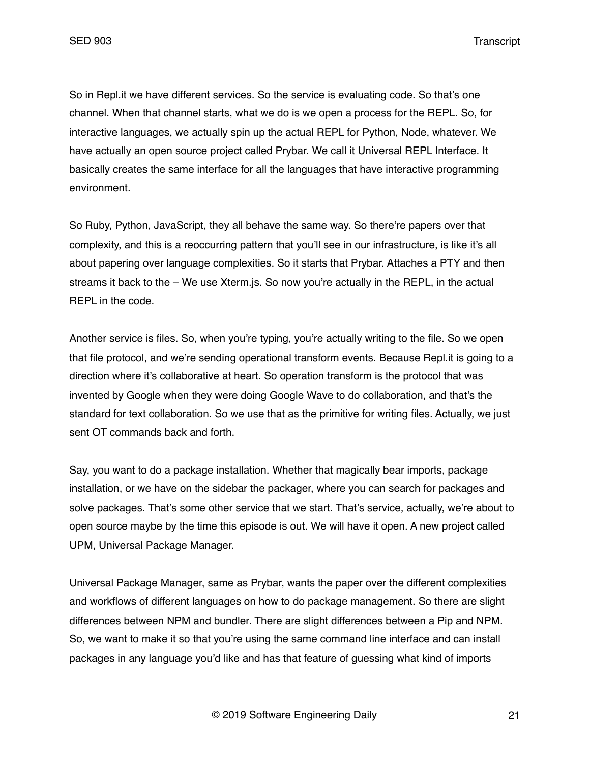So in Repl.it we have different services. So the service is evaluating code. So that's one channel. When that channel starts, what we do is we open a process for the REPL. So, for interactive languages, we actually spin up the actual REPL for Python, Node, whatever. We have actually an open source project called Prybar. We call it Universal REPL Interface. It basically creates the same interface for all the languages that have interactive programming environment.

So Ruby, Python, JavaScript, they all behave the same way. So there're papers over that complexity, and this is a reoccurring pattern that you'll see in our infrastructure, is like it's all about papering over language complexities. So it starts that Prybar. Attaches a PTY and then streams it back to the – We use Xterm.js. So now you're actually in the REPL, in the actual REPL in the code.

Another service is files. So, when you're typing, you're actually writing to the file. So we open that file protocol, and we're sending operational transform events. Because Repl.it is going to a direction where it's collaborative at heart. So operation transform is the protocol that was invented by Google when they were doing Google Wave to do collaboration, and that's the standard for text collaboration. So we use that as the primitive for writing files. Actually, we just sent OT commands back and forth.

Say, you want to do a package installation. Whether that magically bear imports, package installation, or we have on the sidebar the packager, where you can search for packages and solve packages. That's some other service that we start. That's service, actually, we're about to open source maybe by the time this episode is out. We will have it open. A new project called UPM, Universal Package Manager.

Universal Package Manager, same as Prybar, wants the paper over the different complexities and workflows of different languages on how to do package management. So there are slight differences between NPM and bundler. There are slight differences between a Pip and NPM. So, we want to make it so that you're using the same command line interface and can install packages in any language you'd like and has that feature of guessing what kind of imports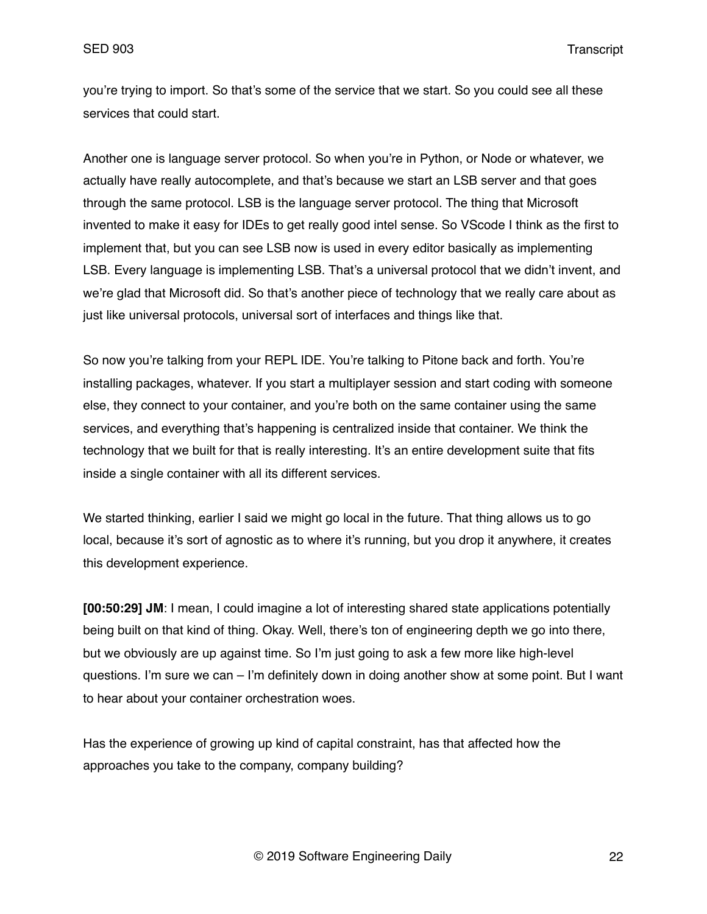you're trying to import. So that's some of the service that we start. So you could see all these services that could start.

Another one is language server protocol. So when you're in Python, or Node or whatever, we actually have really autocomplete, and that's because we start an LSB server and that goes through the same protocol. LSB is the language server protocol. The thing that Microsoft invented to make it easy for IDEs to get really good intel sense. So VScode I think as the first to implement that, but you can see LSB now is used in every editor basically as implementing LSB. Every language is implementing LSB. That's a universal protocol that we didn't invent, and we're glad that Microsoft did. So that's another piece of technology that we really care about as just like universal protocols, universal sort of interfaces and things like that.

So now you're talking from your REPL IDE. You're talking to Pitone back and forth. You're installing packages, whatever. If you start a multiplayer session and start coding with someone else, they connect to your container, and you're both on the same container using the same services, and everything that's happening is centralized inside that container. We think the technology that we built for that is really interesting. It's an entire development suite that fits inside a single container with all its different services.

We started thinking, earlier I said we might go local in the future. That thing allows us to go local, because it's sort of agnostic as to where it's running, but you drop it anywhere, it creates this development experience.

**[00:50:29] JM**: I mean, I could imagine a lot of interesting shared state applications potentially being built on that kind of thing. Okay. Well, there's ton of engineering depth we go into there, but we obviously are up against time. So I'm just going to ask a few more like high-level questions. I'm sure we can – I'm definitely down in doing another show at some point. But I want to hear about your container orchestration woes.

Has the experience of growing up kind of capital constraint, has that affected how the approaches you take to the company, company building?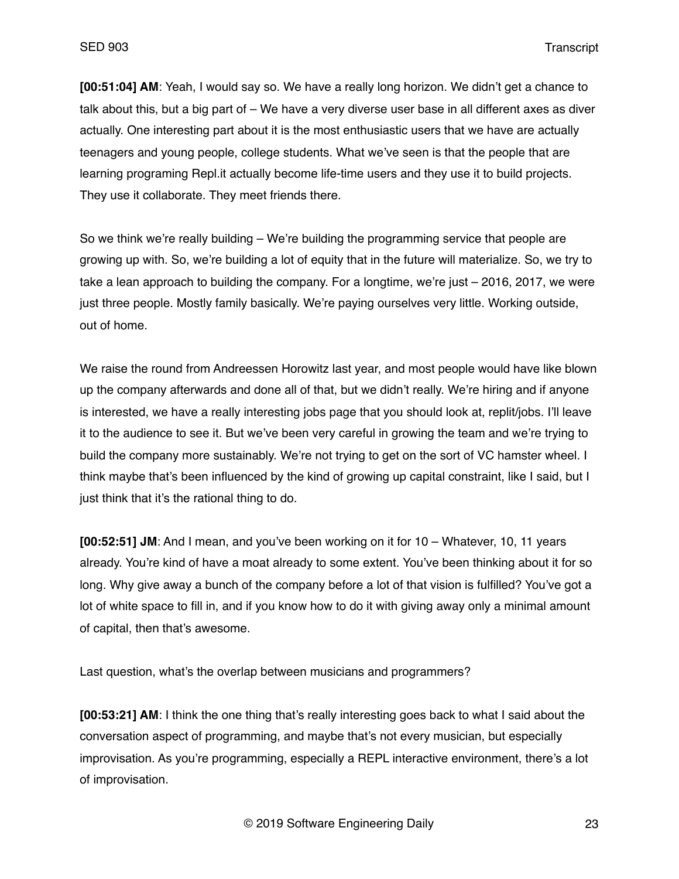**[00:51:04] AM**: Yeah, I would say so. We have a really long horizon. We didn't get a chance to talk about this, but a big part of – We have a very diverse user base in all different axes as diver actually. One interesting part about it is the most enthusiastic users that we have are actually teenagers and young people, college students. What we've seen is that the people that are learning programing Repl.it actually become life-time users and they use it to build projects. They use it collaborate. They meet friends there.

So we think we're really building – We're building the programming service that people are growing up with. So, we're building a lot of equity that in the future will materialize. So, we try to take a lean approach to building the company. For a longtime, we're just – 2016, 2017, we were just three people. Mostly family basically. We're paying ourselves very little. Working outside, out of home.

We raise the round from Andreessen Horowitz last year, and most people would have like blown up the company afterwards and done all of that, but we didn't really. We're hiring and if anyone is interested, we have a really interesting jobs page that you should look at, replit/jobs. I'll leave it to the audience to see it. But we've been very careful in growing the team and we're trying to build the company more sustainably. We're not trying to get on the sort of VC hamster wheel. I think maybe that's been influenced by the kind of growing up capital constraint, like I said, but I just think that it's the rational thing to do.

**[00:52:51] JM**: And I mean, and you've been working on it for 10 – Whatever, 10, 11 years already. You're kind of have a moat already to some extent. You've been thinking about it for so long. Why give away a bunch of the company before a lot of that vision is fulfilled? You've got a lot of white space to fill in, and if you know how to do it with giving away only a minimal amount of capital, then that's awesome.

Last question, what's the overlap between musicians and programmers?

**[00:53:21] AM**: I think the one thing that's really interesting goes back to what I said about the conversation aspect of programming, and maybe that's not every musician, but especially improvisation. As you're programming, especially a REPL interactive environment, there's a lot of improvisation.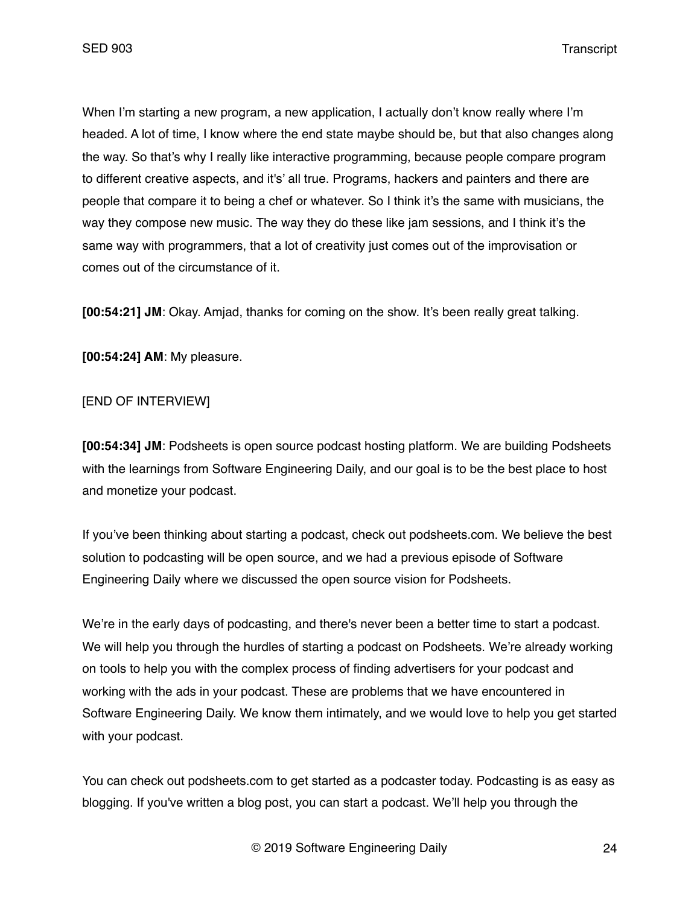When I'm starting a new program, a new application, I actually don't know really where I'm headed. A lot of time, I know where the end state maybe should be, but that also changes along the way. So that's why I really like interactive programming, because people compare program to different creative aspects, and it's' all true. Programs, hackers and painters and there are people that compare it to being a chef or whatever. So I think it's the same with musicians, the way they compose new music. The way they do these like jam sessions, and I think it's the same way with programmers, that a lot of creativity just comes out of the improvisation or comes out of the circumstance of it.

**[00:54:21] JM**: Okay. Amjad, thanks for coming on the show. It's been really great talking.

**[00:54:24] AM**: My pleasure.

[END OF INTERVIEW]

**[00:54:34] JM**: Podsheets is open source podcast hosting platform. We are building Podsheets with the learnings from Software Engineering Daily, and our goal is to be the best place to host and monetize your podcast.

If you've been thinking about starting a podcast, check out podsheets.com. We believe the best solution to podcasting will be open source, and we had a previous episode of Software Engineering Daily where we discussed the open source vision for Podsheets.

We're in the early days of podcasting, and there's never been a better time to start a podcast. We will help you through the hurdles of starting a podcast on Podsheets. We're already working on tools to help you with the complex process of finding advertisers for your podcast and working with the ads in your podcast. These are problems that we have encountered in Software Engineering Daily. We know them intimately, and we would love to help you get started with your podcast.

You can check out podsheets.com to get started as a podcaster today. Podcasting is as easy as blogging. If you've written a blog post, you can start a podcast. We'll help you through the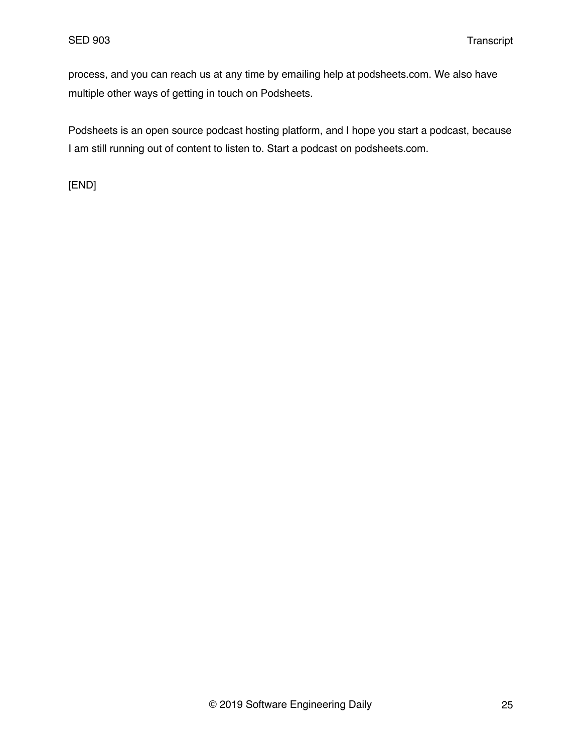process, and you can reach us at any time by emailing help at podsheets.com. We also have multiple other ways of getting in touch on Podsheets.

Podsheets is an open source podcast hosting platform, and I hope you start a podcast, because I am still running out of content to listen to. Start a podcast on podsheets.com.

[END]